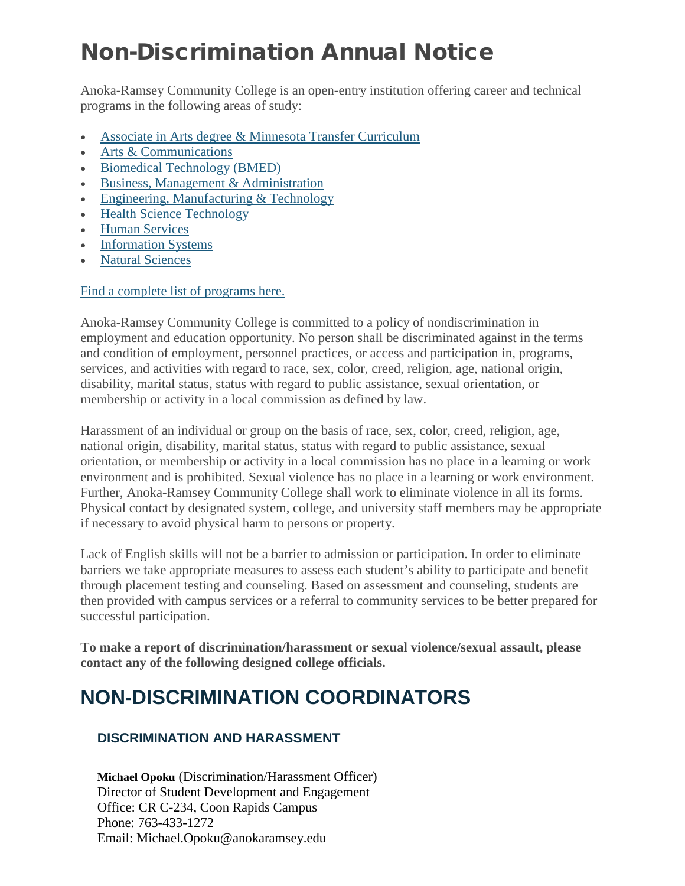# Non-Discrimination Annual Notice

Anoka-Ramsey Community College is an open-entry institution offering career and technical programs in the following areas of study:

- Associate in Arts degree & Minnesota Transfer Curriculum
- Arts & Communications
- Biomedical Technology (BMED)
- Business, Management & Administration
- Engineering, Manufacturing & Technology
- Health Science Technology
- Human Services
- Information Systems
- Natural Sciences

Find a complete list of programs here.

Anoka-Ramsey Community College is committed to a policy of nondiscrimination in employment and education opportunity. No person shall be discriminated against in the terms and condition of employment, personnel practices, or access and participation in, programs, services, and activities with regard to race, sex, color, creed, religion, age, national origin, disability, marital status, status with regard to public assistance, sexual orientation, or membership or activity in a local commission as defined by law.

Harassment of an individual or group on the basis of race, sex, color, creed, religion, age, national origin, disability, marital status, status with regard to public assistance, sexual orientation, or membership or activity in a local commission has no place in a learning or work environment and is prohibited. Sexual violence has no place in a learning or work environment. Further, Anoka-Ramsey Community College shall work to eliminate violence in all its forms. Physical contact by designated system, college, and university staff members may be appropriate if necessary to avoid physical harm to persons or property.

Lack of English skills will not be a barrier to admission or participation. In order to eliminate barriers we take appropriate measures to assess each student's ability to participate and benefit through placement testing and counseling. Based on assessment and counseling, students are then provided with campus services or a referral to community services to be better prepared for successful participation.

**To make a report of discrimination/harassment or sexual violence/sexual assault, please contact any of the following designed college officials.**

## NON-DISCRIMINATION COORDINATORS

### DISCRIMINATION AND HARASSMENT

**Michael Opoku** (Discrimination/Harassment Officer)
Director of Student Development and Engagement
Office: CR C-234, Coon Rapids Campus
Phone: 763-433-1272
Email: Michael.Opoku@anokaramsey.edu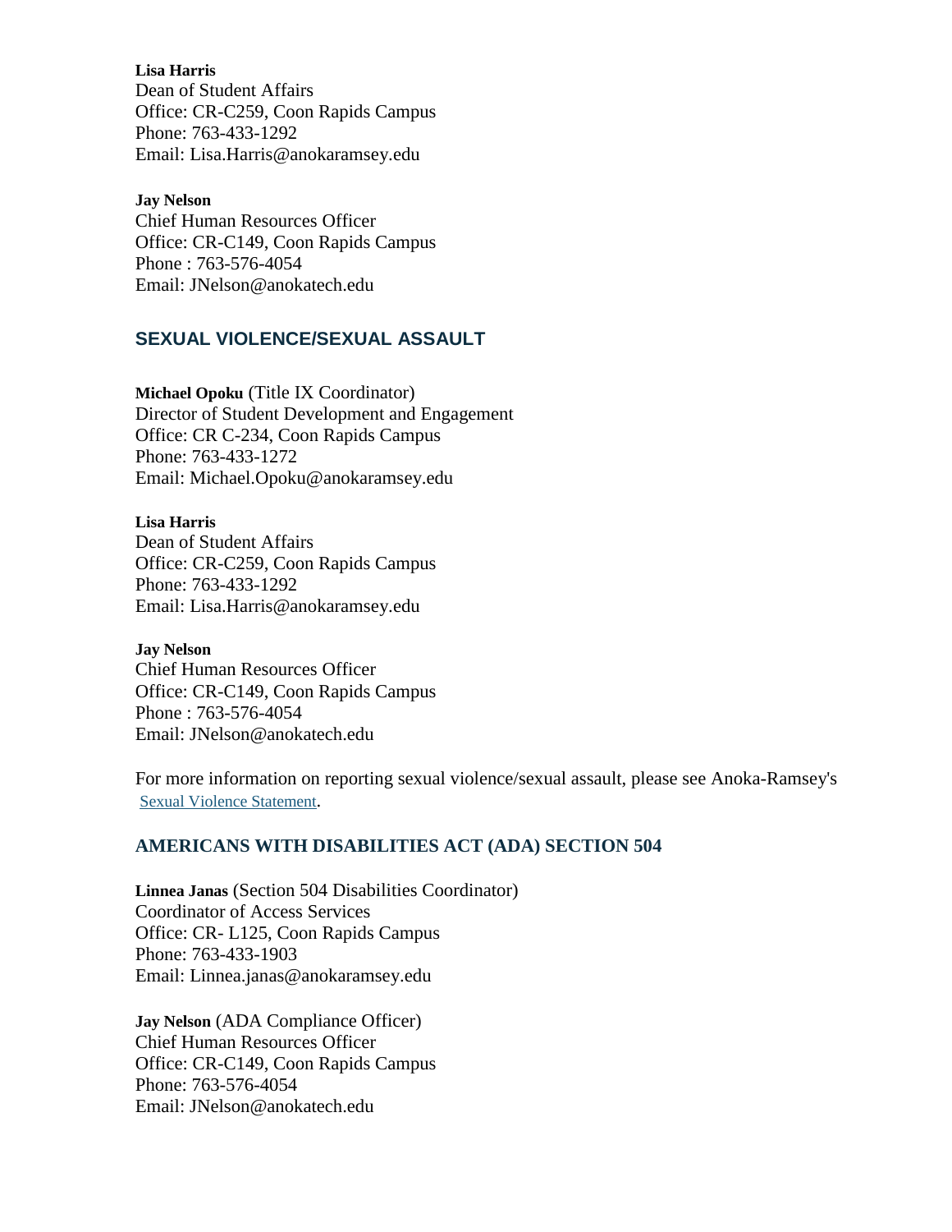**Lisa Harris**
Dean of Student Affairs
Office: CR-C259, Coon Rapids Campus
Phone: 763-433-1292
Email: Lisa.Harris@anokaramsey.edu

**Jay Nelson**
Chief Human Resources Officer
Office: CR-C149, Coon Rapids Campus
Phone : 763-576-4054
Email: JNelson@anokatech.edu

## SEXUAL VIOLENCE/SEXUAL ASSAULT

**Michael Opoku** (Title IX Coordinator)
Director of Student Development and Engagement
Office: CR C-234, Coon Rapids Campus
Phone: 763-433-1272
Email: Michael.Opoku@anokaramsey.edu

**Lisa Harris**
Dean of Student Affairs
Office: CR-C259, Coon Rapids Campus
Phone: 763-433-1292
Email: Lisa.Harris@anokaramsey.edu

**Jay Nelson**
Chief Human Resources Officer
Office: CR-C149, Coon Rapids Campus
Phone : 763-576-4054
Email: JNelson@anokatech.edu

For more information on reporting sexual violence/sexual assault, please see Anoka-Ramsey's Sexual Violence Statement.

## AMERICANS WITH DISABILITIES ACT (ADA) SECTION 504

**Linnea Janas** (Section 504 Disabilities Coordinator)
Coordinator of Access Services
Office: CR- L125, Coon Rapids Campus
Phone: 763-433-1903
Email: Linnea.janas@anokaramsey.edu

**Jay Nelson** (ADA Compliance Officer)
Chief Human Resources Officer
Office: CR-C149, Coon Rapids Campus
Phone: 763-576-4054
Email: JNelson@anokatech.edu